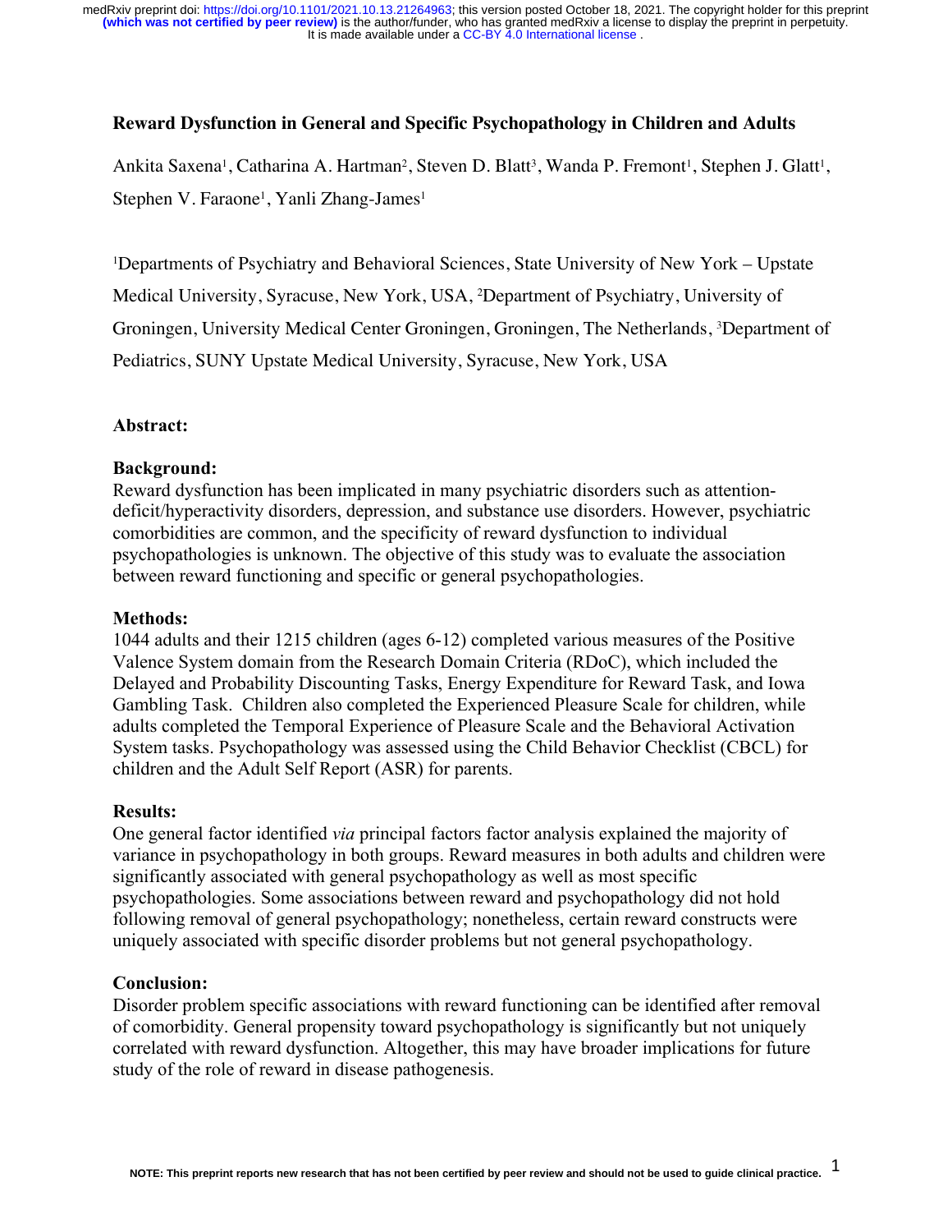# Reward Dysfunction in General and Specific Psychopathology in Children and Adults

Ankita Saxena[1], Catharina A. Hartman[2], Steven D. Blatt[3], Wanda P. Fremont[1], Stephen J. Glatt[1], Stephen V. Faraone[1], Yanli Zhang-James[1]

[1]Departments of Psychiatry and Behavioral Sciences, State University of New York – Upstate Medical University, Syracuse, New York, USA, [2]Department of Psychiatry, University of Groningen, University Medical Center Groningen, Groningen, The Netherlands, [3]Department of Pediatrics, SUNY Upstate Medical University, Syracuse, New York, USA

## Abstract:

### Background:

Reward dysfunction has been implicated in many psychiatric disorders such as attention-deficit/hyperactivity disorders, depression, and substance use disorders. However, psychiatric comorbidities are common, and the specificity of reward dysfunction to individual psychopathologies is unknown. The objective of this study was to evaluate the association between reward functioning and specific or general psychopathologies.

### Methods:

1044 adults and their 1215 children (ages 6-12) completed various measures of the Positive Valence System domain from the Research Domain Criteria (RDoC), which included the Delayed and Probability Discounting Tasks, Energy Expenditure for Reward Task, and Iowa Gambling Task. Children also completed the Experienced Pleasure Scale for children, while adults completed the Temporal Experience of Pleasure Scale and the Behavioral Activation System tasks. Psychopathology was assessed using the Child Behavior Checklist (CBCL) for children and the Adult Self Report (ASR) for parents.

### Results:

One general factor identified *via* principal factors factor analysis explained the majority of variance in psychopathology in both groups. Reward measures in both adults and children were significantly associated with general psychopathology as well as most specific psychopathologies. Some associations between reward and psychopathology did not hold following removal of general psychopathology; nonetheless, certain reward constructs were uniquely associated with specific disorder problems but not general psychopathology.

### Conclusion:

Disorder problem specific associations with reward functioning can be identified after removal of comorbidity. General propensity toward psychopathology is significantly but not uniquely correlated with reward dysfunction. Altogether, this may have broader implications for future study of the role of reward in disease pathogenesis.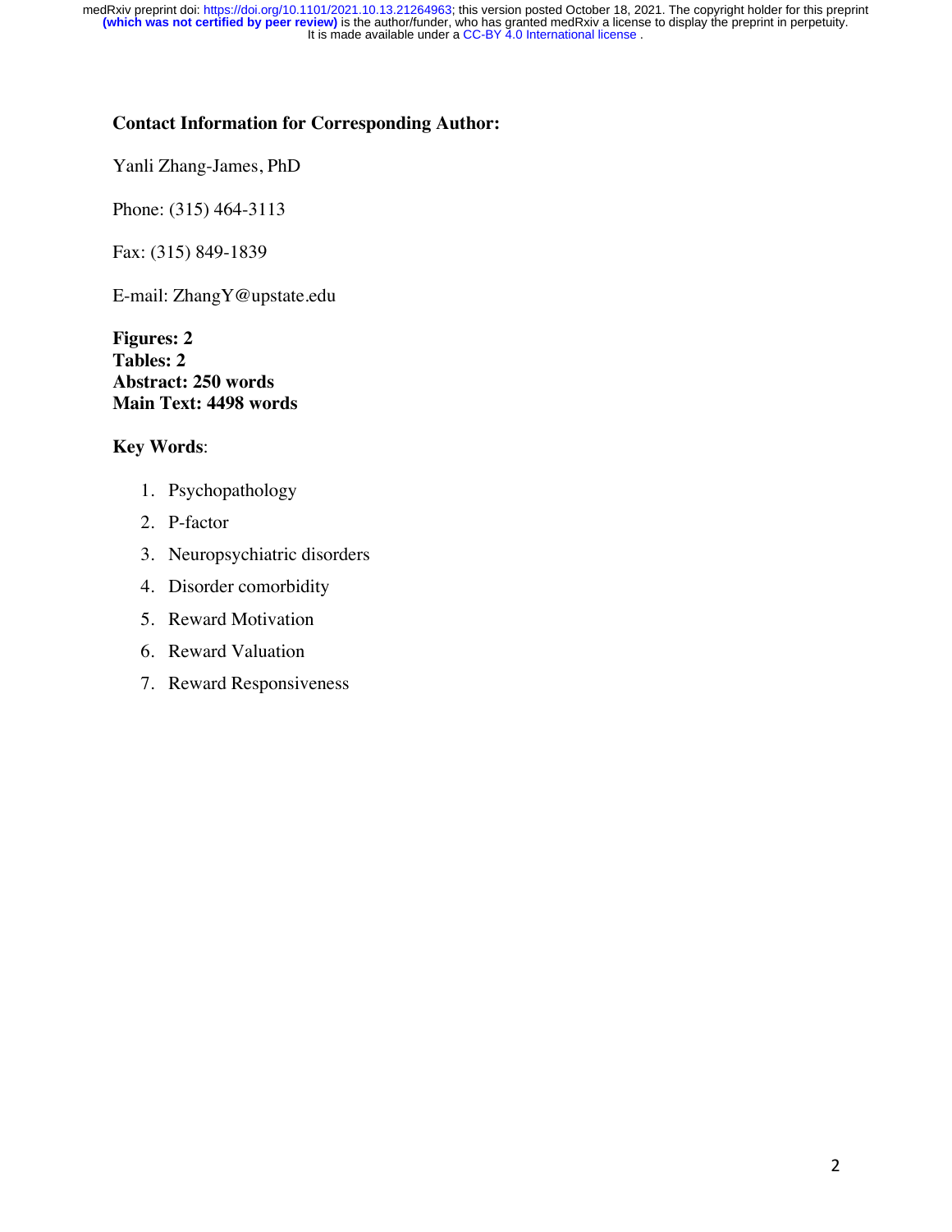**Contact Information for Corresponding Author:**

Yanli Zhang-James, PhD

Phone: (315) 464-3113

Fax: (315) 849-1839

E-mail: ZhangY@upstate.edu

**Figures: 2**
**Tables: 2**
**Abstract: 250 words**
**Main Text: 4498 words**

**Key Words**:

1. Psychopathology
2. P-factor
3. Neuropsychiatric disorders
4. Disorder comorbidity
5. Reward Motivation
6. Reward Valuation
7. Reward Responsiveness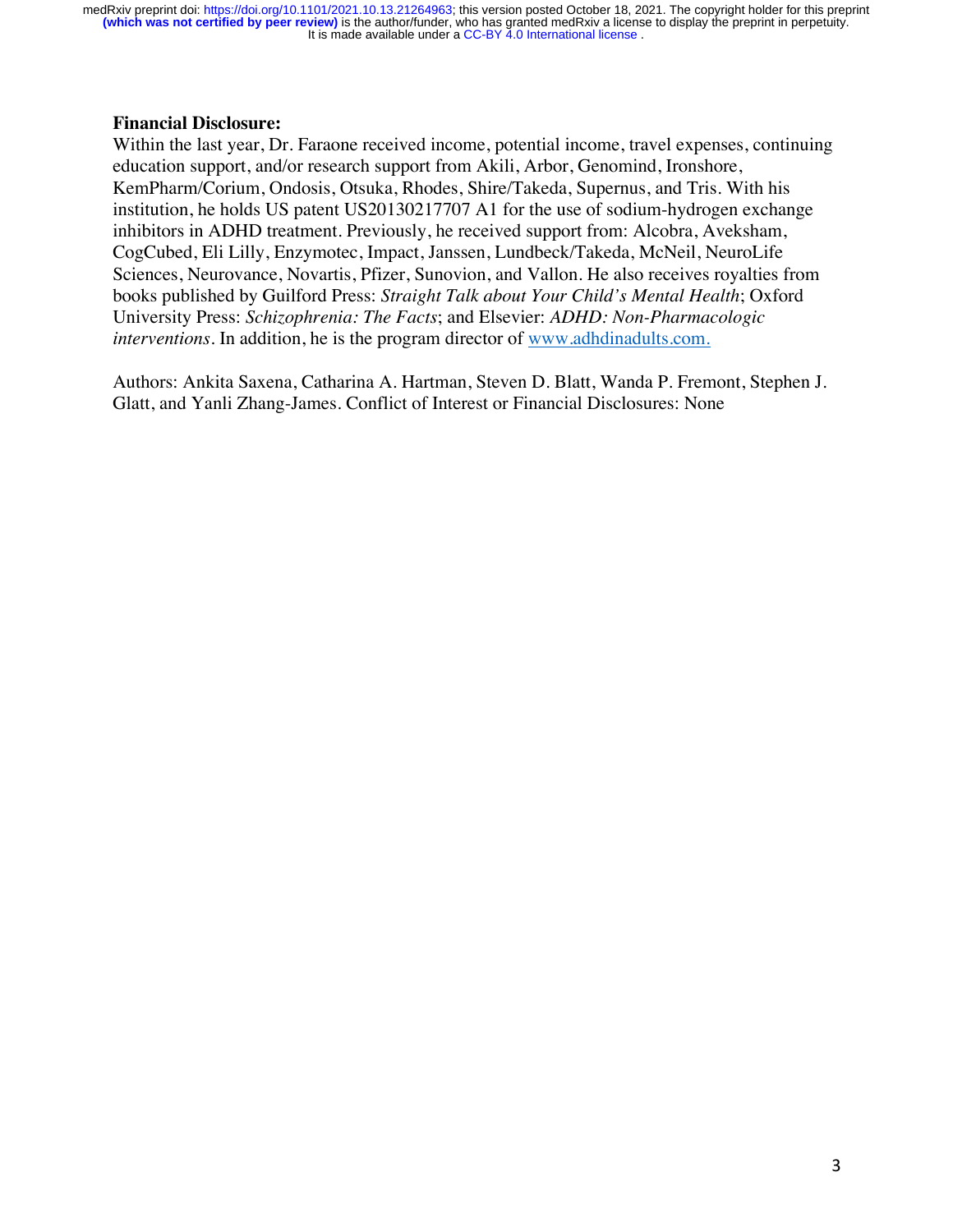**Financial Disclosure:**

Within the last year, Dr. Faraone received income, potential income, travel expenses, continuing education support, and/or research support from Akili, Arbor, Genomind, Ironshore, KemPharm/Corium, Ondosis, Otsuka, Rhodes, Shire/Takeda, Supernus, and Tris. With his institution, he holds US patent US20130217707 A1 for the use of sodium-hydrogen exchange inhibitors in ADHD treatment. Previously, he received support from: Alcobra, Aveksham, CogCubed, Eli Lilly, Enzymotec, Impact, Janssen, Lundbeck/Takeda, McNeil, NeuroLife Sciences, Neurovance, Novartis, Pfizer, Sunovion, and Vallon. He also receives royalties from books published by Guilford Press: *Straight Talk about Your Child's Mental Health*; Oxford University Press: *Schizophrenia: The Facts*; and Elsevier: *ADHD: Non-Pharmacologic interventions*. In addition, he is the program director of www.adhdinadults.com.

Authors: Ankita Saxena, Catharina A. Hartman, Steven D. Blatt, Wanda P. Fremont, Stephen J. Glatt, and Yanli Zhang-James. Conflict of Interest or Financial Disclosures: None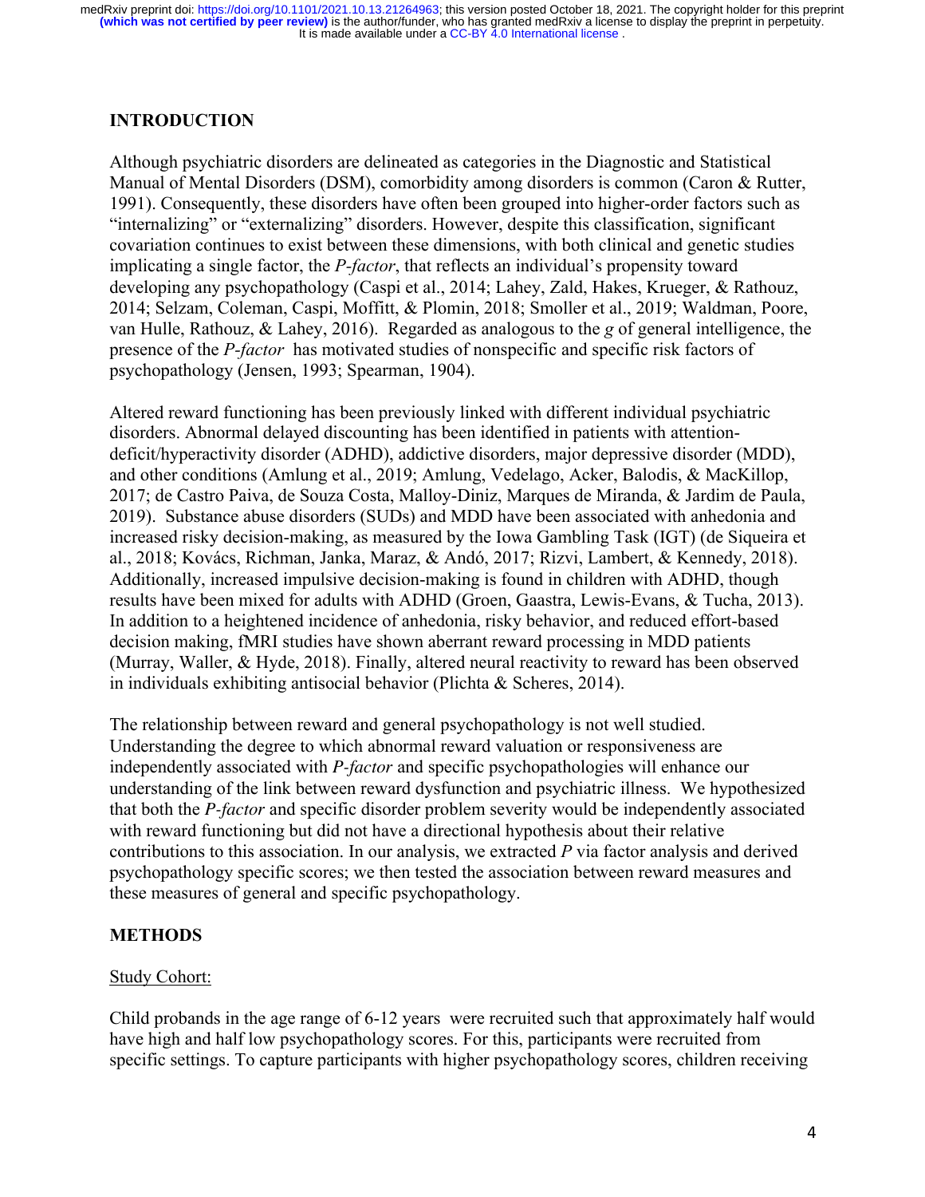## INTRODUCTION

Although psychiatric disorders are delineated as categories in the Diagnostic and Statistical Manual of Mental Disorders (DSM), comorbidity among disorders is common (Caron & Rutter, 1991). Consequently, these disorders have often been grouped into higher-order factors such as "internalizing" or "externalizing" disorders. However, despite this classification, significant covariation continues to exist between these dimensions, with both clinical and genetic studies implicating a single factor, the *P-factor*, that reflects an individual's propensity toward developing any psychopathology (Caspi et al., 2014; Lahey, Zald, Hakes, Krueger, & Rathouz, 2014; Selzam, Coleman, Caspi, Moffitt, & Plomin, 2018; Smoller et al., 2019; Waldman, Poore, van Hulle, Rathouz, & Lahey, 2016). Regarded as analogous to the *g* of general intelligence, the presence of the *P-factor* has motivated studies of nonspecific and specific risk factors of psychopathology (Jensen, 1993; Spearman, 1904).

Altered reward functioning has been previously linked with different individual psychiatric disorders. Abnormal delayed discounting has been identified in patients with attention-deficit/hyperactivity disorder (ADHD), addictive disorders, major depressive disorder (MDD), and other conditions (Amlung et al., 2019; Amlung, Vedelago, Acker, Balodis, & MacKillop, 2017; de Castro Paiva, de Souza Costa, Malloy-Diniz, Marques de Miranda, & Jardim de Paula, 2019). Substance abuse disorders (SUDs) and MDD have been associated with anhedonia and increased risky decision-making, as measured by the Iowa Gambling Task (IGT) (de Siqueira et al., 2018; Kovács, Richman, Janka, Maraz, & Andó, 2017; Rizvi, Lambert, & Kennedy, 2018). Additionally, increased impulsive decision-making is found in children with ADHD, though results have been mixed for adults with ADHD (Groen, Gaastra, Lewis-Evans, & Tucha, 2013). In addition to a heightened incidence of anhedonia, risky behavior, and reduced effort-based decision making, fMRI studies have shown aberrant reward processing in MDD patients (Murray, Waller, & Hyde, 2018). Finally, altered neural reactivity to reward has been observed in individuals exhibiting antisocial behavior (Plichta & Scheres, 2014).

The relationship between reward and general psychopathology is not well studied. Understanding the degree to which abnormal reward valuation or responsiveness are independently associated with *P-factor* and specific psychopathologies will enhance our understanding of the link between reward dysfunction and psychiatric illness. We hypothesized that both the *P-factor* and specific disorder problem severity would be independently associated with reward functioning but did not have a directional hypothesis about their relative contributions to this association. In our analysis, we extracted *P* via factor analysis and derived psychopathology specific scores; we then tested the association between reward measures and these measures of general and specific psychopathology.

## METHODS

### Study Cohort:

Child probands in the age range of 6-12 years were recruited such that approximately half would have high and half low psychopathology scores. For this, participants were recruited from specific settings. To capture participants with higher psychopathology scores, children receiving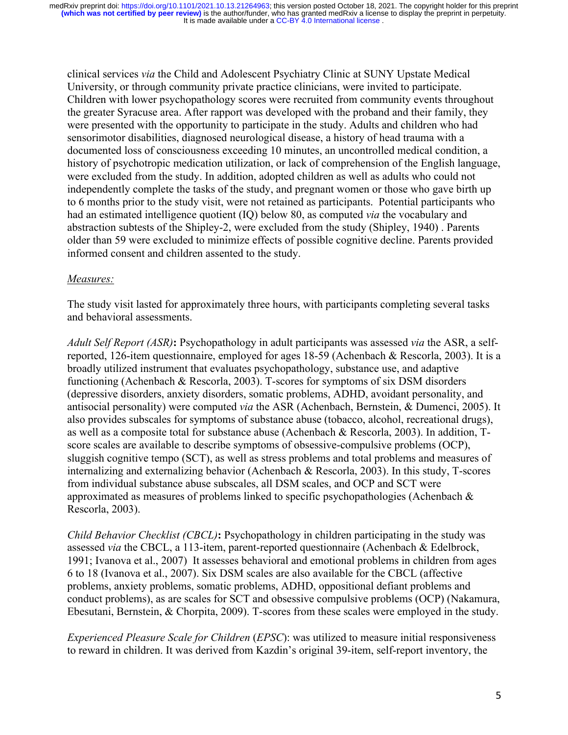clinical services *via* the Child and Adolescent Psychiatry Clinic at SUNY Upstate Medical University, or through community private practice clinicians, were invited to participate. Children with lower psychopathology scores were recruited from community events throughout the greater Syracuse area. After rapport was developed with the proband and their family, they were presented with the opportunity to participate in the study. Adults and children who had sensorimotor disabilities, diagnosed neurological disease, a history of head trauma with a documented loss of consciousness exceeding 10 minutes, an uncontrolled medical condition, a history of psychotropic medication utilization, or lack of comprehension of the English language, were excluded from the study. In addition, adopted children as well as adults who could not independently complete the tasks of the study, and pregnant women or those who gave birth up to 6 months prior to the study visit, were not retained as participants. Potential participants who had an estimated intelligence quotient (IQ) below 80, as computed *via* the vocabulary and abstraction subtests of the Shipley-2, were excluded from the study (Shipley, 1940) . Parents older than 59 were excluded to minimize effects of possible cognitive decline. Parents provided informed consent and children assented to the study.

*Measures:*

The study visit lasted for approximately three hours, with participants completing several tasks and behavioral assessments.

*Adult Self Report (ASR)***:** Psychopathology in adult participants was assessed *via* the ASR, a self-reported, 126-item questionnaire, employed for ages 18-59 (Achenbach & Rescorla, 2003). It is a broadly utilized instrument that evaluates psychopathology, substance use, and adaptive functioning (Achenbach & Rescorla, 2003). T-scores for symptoms of six DSM disorders (depressive disorders, anxiety disorders, somatic problems, ADHD, avoidant personality, and antisocial personality) were computed *via* the ASR (Achenbach, Bernstein, & Dumenci, 2005). It also provides subscales for symptoms of substance abuse (tobacco, alcohol, recreational drugs), as well as a composite total for substance abuse (Achenbach & Rescorla, 2003). In addition, T-score scales are available to describe symptoms of obsessive-compulsive problems (OCP), sluggish cognitive tempo (SCT), as well as stress problems and total problems and measures of internalizing and externalizing behavior (Achenbach & Rescorla, 2003). In this study, T-scores from individual substance abuse subscales, all DSM scales, and OCP and SCT were approximated as measures of problems linked to specific psychopathologies (Achenbach & Rescorla, 2003).

*Child Behavior Checklist (CBCL)***:** Psychopathology in children participating in the study was assessed *via* the CBCL, a 113-item, parent-reported questionnaire (Achenbach & Edelbrock, 1991; Ivanova et al., 2007) It assesses behavioral and emotional problems in children from ages 6 to 18 (Ivanova et al., 2007). Six DSM scales are also available for the CBCL (affective problems, anxiety problems, somatic problems, ADHD, oppositional defiant problems and conduct problems), as are scales for SCT and obsessive compulsive problems (OCP) (Nakamura, Ebesutani, Bernstein, & Chorpita, 2009). T-scores from these scales were employed in the study.

*Experienced Pleasure Scale for Children* (*EPSC*): was utilized to measure initial responsiveness to reward in children. It was derived from Kazdin's original 39-item, self-report inventory, the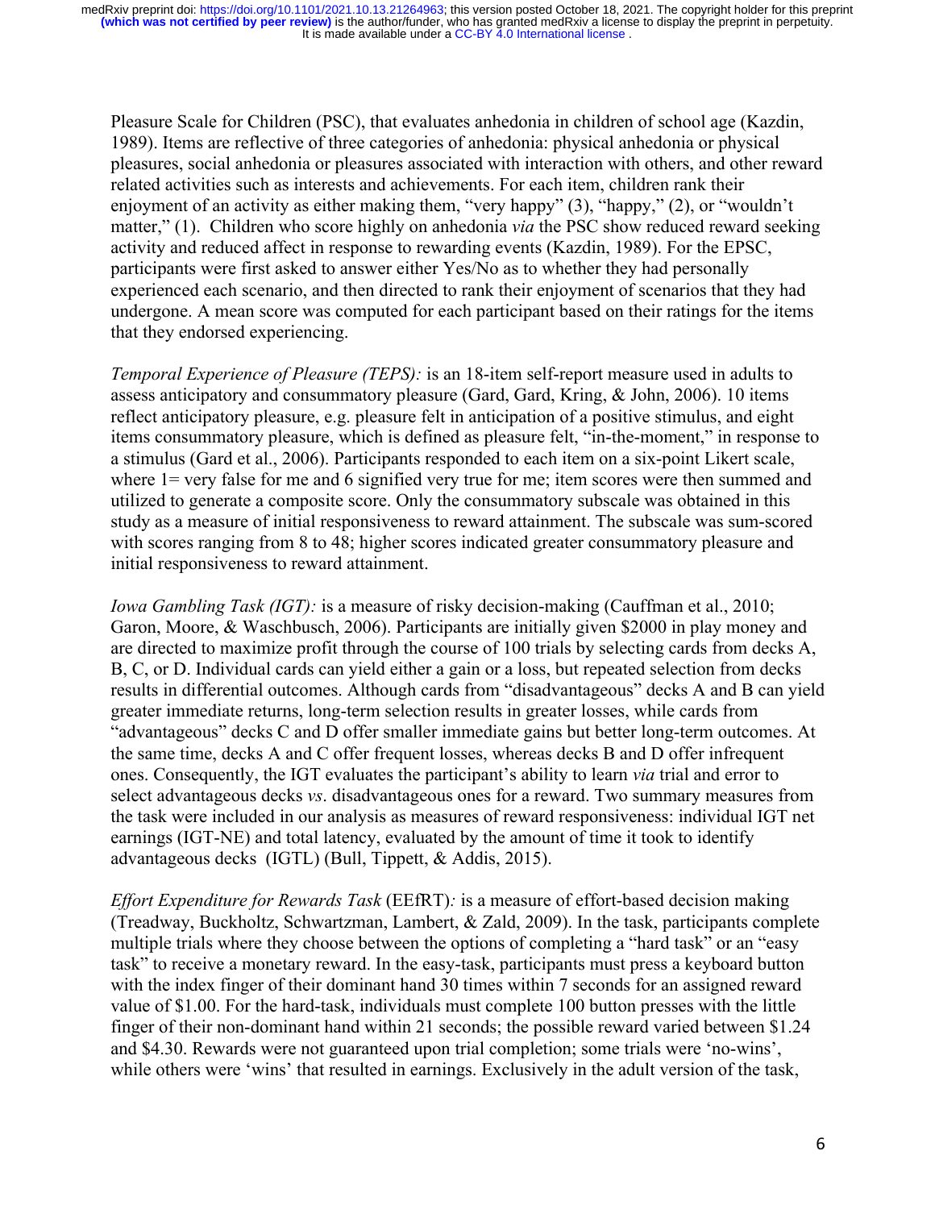Pleasure Scale for Children (PSC), that evaluates anhedonia in children of school age (Kazdin, 1989). Items are reflective of three categories of anhedonia: physical anhedonia or physical pleasures, social anhedonia or pleasures associated with interaction with others, and other reward related activities such as interests and achievements. For each item, children rank their enjoyment of an activity as either making them, "very happy" (3), "happy," (2), or "wouldn't matter," (1). Children who score highly on anhedonia *via* the PSC show reduced reward seeking activity and reduced affect in response to rewarding events (Kazdin, 1989). For the EPSC, participants were first asked to answer either Yes/No as to whether they had personally experienced each scenario, and then directed to rank their enjoyment of scenarios that they had undergone. A mean score was computed for each participant based on their ratings for the items that they endorsed experiencing.

*Temporal Experience of Pleasure (TEPS):* is an 18-item self-report measure used in adults to assess anticipatory and consummatory pleasure (Gard, Gard, Kring, & John, 2006). 10 items reflect anticipatory pleasure, e.g. pleasure felt in anticipation of a positive stimulus, and eight items consummatory pleasure, which is defined as pleasure felt, "in-the-moment," in response to a stimulus (Gard et al., 2006). Participants responded to each item on a six-point Likert scale, where 1= very false for me and 6 signified very true for me; item scores were then summed and utilized to generate a composite score. Only the consummatory subscale was obtained in this study as a measure of initial responsiveness to reward attainment. The subscale was sum-scored with scores ranging from 8 to 48; higher scores indicated greater consummatory pleasure and initial responsiveness to reward attainment.

*Iowa Gambling Task (IGT):* is a measure of risky decision-making (Cauffman et al., 2010; Garon, Moore, & Waschbusch, 2006). Participants are initially given $2000 in play money and are directed to maximize profit through the course of 100 trials by selecting cards from decks A, B, C, or D. Individual cards can yield either a gain or a loss, but repeated selection from decks results in differential outcomes. Although cards from "disadvantageous" decks A and B can yield greater immediate returns, long-term selection results in greater losses, while cards from "advantageous" decks C and D offer smaller immediate gains but better long-term outcomes. At the same time, decks A and C offer frequent losses, whereas decks B and D offer infrequent ones. Consequently, the IGT evaluates the participant's ability to learn *via* trial and error to select advantageous decks *vs*. disadvantageous ones for a reward. Two summary measures from the task were included in our analysis as measures of reward responsiveness: individual IGT net earnings (IGT-NE) and total latency, evaluated by the amount of time it took to identify advantageous decks (IGTL) (Bull, Tippett, & Addis, 2015).

*Effort Expenditure for Rewards Task* (EEfRT)*:* is a measure of effort-based decision making (Treadway, Buckholtz, Schwartzman, Lambert, & Zald, 2009). In the task, participants complete multiple trials where they choose between the options of completing a "hard task" or an "easy task" to receive a monetary reward. In the easy-task, participants must press a keyboard button with the index finger of their dominant hand 30 times within 7 seconds for an assigned reward value of $1.00. For the hard-task, individuals must complete 100 button presses with the little finger of their non-dominant hand within 21 seconds; the possible reward varied between $1.24 and $4.30. Rewards were not guaranteed upon trial completion; some trials were 'no-wins', while others were 'wins' that resulted in earnings. Exclusively in the adult version of the task,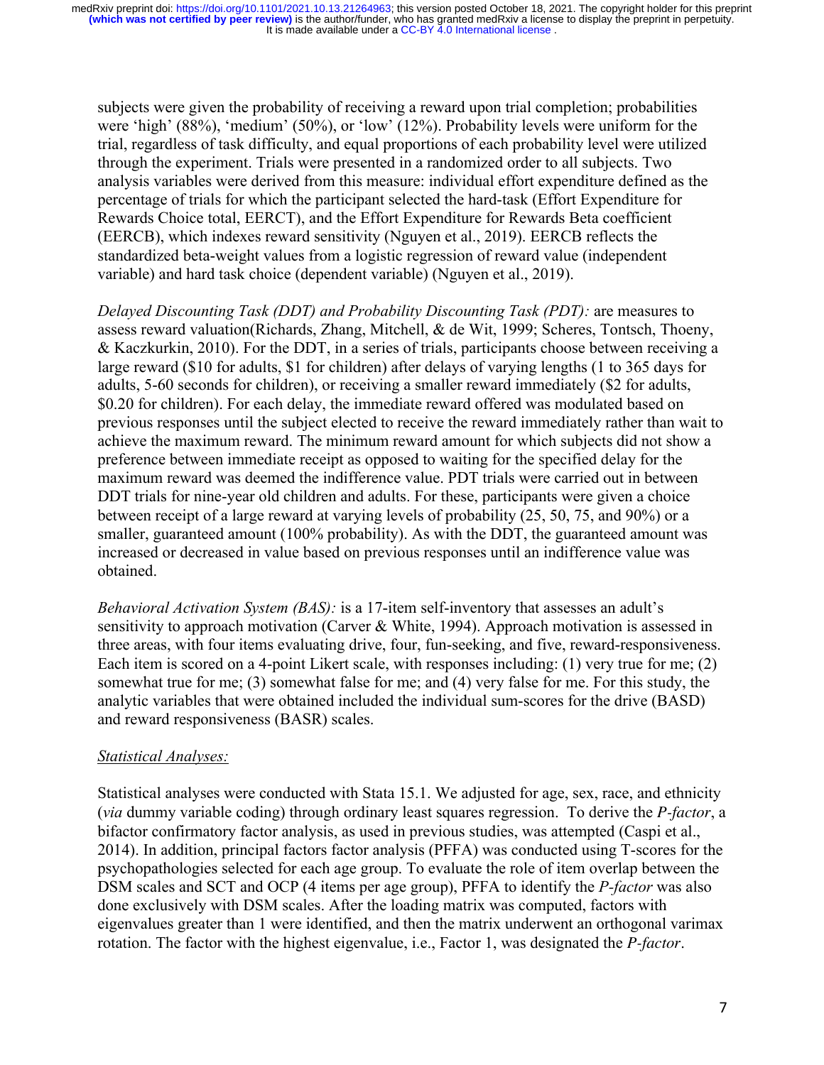subjects were given the probability of receiving a reward upon trial completion; probabilities were 'high' (88%), 'medium' (50%), or 'low' (12%). Probability levels were uniform for the trial, regardless of task difficulty, and equal proportions of each probability level were utilized through the experiment. Trials were presented in a randomized order to all subjects. Two analysis variables were derived from this measure: individual effort expenditure defined as the percentage of trials for which the participant selected the hard-task (Effort Expenditure for Rewards Choice total, EERCT), and the Effort Expenditure for Rewards Beta coefficient (EERCB), which indexes reward sensitivity (Nguyen et al., 2019). EERCB reflects the standardized beta-weight values from a logistic regression of reward value (independent variable) and hard task choice (dependent variable) (Nguyen et al., 2019).

*Delayed Discounting Task (DDT) and Probability Discounting Task (PDT):* are measures to assess reward valuation(Richards, Zhang, Mitchell, & de Wit, 1999; Scheres, Tontsch, Thoeny, & Kaczkurkin, 2010). For the DDT, in a series of trials, participants choose between receiving a large reward ($10 for adults, $1 for children) after delays of varying lengths (1 to 365 days for adults, 5-60 seconds for children), or receiving a smaller reward immediately ($2 for adults, $0.20 for children). For each delay, the immediate reward offered was modulated based on previous responses until the subject elected to receive the reward immediately rather than wait to achieve the maximum reward. The minimum reward amount for which subjects did not show a preference between immediate receipt as opposed to waiting for the specified delay for the maximum reward was deemed the indifference value. PDT trials were carried out in between DDT trials for nine-year old children and adults. For these, participants were given a choice between receipt of a large reward at varying levels of probability (25, 50, 75, and 90%) or a smaller, guaranteed amount (100% probability). As with the DDT, the guaranteed amount was increased or decreased in value based on previous responses until an indifference value was obtained.

*Behavioral Activation System (BAS):* is a 17-item self-inventory that assesses an adult's sensitivity to approach motivation (Carver & White, 1994). Approach motivation is assessed in three areas, with four items evaluating drive, four, fun-seeking, and five, reward-responsiveness. Each item is scored on a 4-point Likert scale, with responses including: (1) very true for me; (2) somewhat true for me; (3) somewhat false for me; and (4) very false for me. For this study, the analytic variables that were obtained included the individual sum-scores for the drive (BASD) and reward responsiveness (BASR) scales.

## Statistical Analyses:

Statistical analyses were conducted with Stata 15.1. We adjusted for age, sex, race, and ethnicity (*via* dummy variable coding) through ordinary least squares regression. To derive the ***P-factor***, a bifactor confirmatory factor analysis, as used in previous studies, was attempted (Caspi et al., 2014). In addition, principal factors factor analysis (PFFA) was conducted using T-scores for the psychopathologies selected for each age group. To evaluate the role of item overlap between the DSM scales and SCT and OCP (4 items per age group), PFFA to identify the *P-factor* was also done exclusively with DSM scales. After the loading matrix was computed, factors with eigenvalues greater than 1 were identified, and then the matrix underwent an orthogonal varimax rotation. The factor with the highest eigenvalue, i.e., Factor 1, was designated the *P-factor*.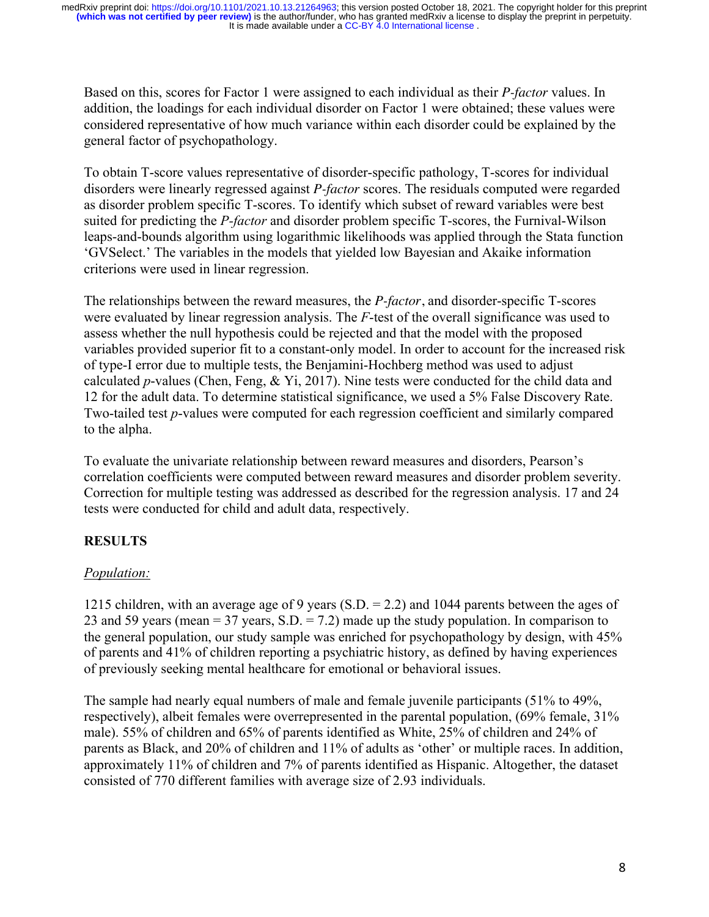Based on this, scores for Factor 1 were assigned to each individual as their *P-factor* values. In addition, the loadings for each individual disorder on Factor 1 were obtained; these values were considered representative of how much variance within each disorder could be explained by the general factor of psychopathology.

To obtain T-score values representative of disorder-specific pathology, T-scores for individual disorders were linearly regressed against *P-factor* scores. The residuals computed were regarded as disorder problem specific T-scores. To identify which subset of reward variables were best suited for predicting the *P-factor* and disorder problem specific T-scores, the Furnival-Wilson leaps-and-bounds algorithm using logarithmic likelihoods was applied through the Stata function 'GVSelect.' The variables in the models that yielded low Bayesian and Akaike information criterions were used in linear regression.

The relationships between the reward measures, the *P-factor*, and disorder-specific T-scores were evaluated by linear regression analysis. The *F*-test of the overall significance was used to assess whether the null hypothesis could be rejected and that the model with the proposed variables provided superior fit to a constant-only model. In order to account for the increased risk of type-I error due to multiple tests, the Benjamini-Hochberg method was used to adjust calculated *p*-values (Chen, Feng, & Yi, 2017). Nine tests were conducted for the child data and 12 for the adult data. To determine statistical significance, we used a 5% False Discovery Rate. Two-tailed test *p*-values were computed for each regression coefficient and similarly compared to the alpha.

To evaluate the univariate relationship between reward measures and disorders, Pearson's correlation coefficients were computed between reward measures and disorder problem severity. Correction for multiple testing was addressed as described for the regression analysis. 17 and 24 tests were conducted for child and adult data, respectively.

## RESULTS

### *Population:*

1215 children, with an average age of 9 years (S.D. = 2.2) and 1044 parents between the ages of 23 and 59 years (mean = 37 years, S.D. = 7.2) made up the study population. In comparison to the general population, our study sample was enriched for psychopathology by design, with 45% of parents and 41% of children reporting a psychiatric history, as defined by having experiences of previously seeking mental healthcare for emotional or behavioral issues.

The sample had nearly equal numbers of male and female juvenile participants (51% to 49%, respectively), albeit females were overrepresented in the parental population, (69% female, 31% male). 55% of children and 65% of parents identified as White, 25% of children and 24% of parents as Black, and 20% of children and 11% of adults as 'other' or multiple races. In addition, approximately 11% of children and 7% of parents identified as Hispanic. Altogether, the dataset consisted of 770 different families with average size of 2.93 individuals.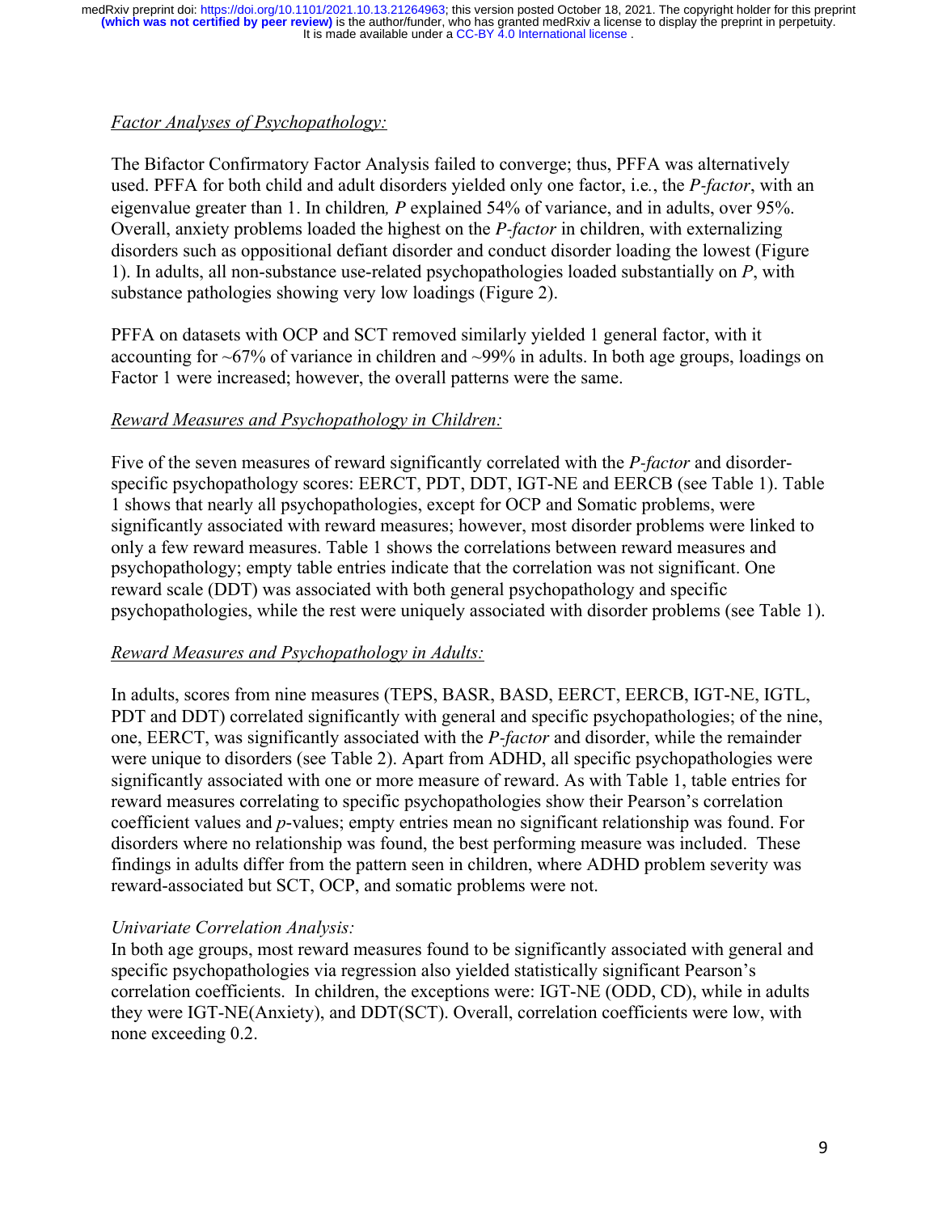*Factor Analyses of Psychopathology:*

The Bifactor Confirmatory Factor Analysis failed to converge; thus, PFFA was alternatively used. PFFA for both child and adult disorders yielded only one factor, i.e., the *P-factor*, with an eigenvalue greater than 1. In children*, P* explained 54% of variance, and in adults, over 95%. Overall, anxiety problems loaded the highest on the *P-factor* in children, with externalizing disorders such as oppositional defiant disorder and conduct disorder loading the lowest (Figure 1). In adults, all non-substance use-related psychopathologies loaded substantially on *P*, with substance pathologies showing very low loadings (Figure 2).

PFFA on datasets with OCP and SCT removed similarly yielded 1 general factor, with it accounting for ~67% of variance in children and ~99% in adults. In both age groups, loadings on Factor 1 were increased; however, the overall patterns were the same.

*Reward Measures and Psychopathology in Children:*

Five of the seven measures of reward significantly correlated with the *P-factor* and disorder-specific psychopathology scores: EERCT, PDT, DDT, IGT-NE and EERCB (see Table 1). Table 1 shows that nearly all psychopathologies, except for OCP and Somatic problems, were significantly associated with reward measures; however, most disorder problems were linked to only a few reward measures. Table 1 shows the correlations between reward measures and psychopathology; empty table entries indicate that the correlation was not significant. One reward scale (DDT) was associated with both general psychopathology and specific psychopathologies, while the rest were uniquely associated with disorder problems (see Table 1).

*Reward Measures and Psychopathology in Adults:*

In adults, scores from nine measures (TEPS, BASR, BASD, EERCT, EERCB, IGT-NE, IGTL, PDT and DDT) correlated significantly with general and specific psychopathologies; of the nine, one, EERCT, was significantly associated with the *P-factor* and disorder, while the remainder were unique to disorders (see Table 2). Apart from ADHD, all specific psychopathologies were significantly associated with one or more measure of reward. As with Table 1, table entries for reward measures correlating to specific psychopathologies show their Pearson's correlation coefficient values and *p*-values; empty entries mean no significant relationship was found. For disorders where no relationship was found, the best performing measure was included. These findings in adults differ from the pattern seen in children, where ADHD problem severity was reward-associated but SCT, OCP, and somatic problems were not.

*Univariate Correlation Analysis:*

In both age groups, most reward measures found to be significantly associated with general and specific psychopathologies via regression also yielded statistically significant Pearson's correlation coefficients. In children, the exceptions were: IGT-NE (ODD, CD), while in adults they were IGT-NE(Anxiety), and DDT(SCT). Overall, correlation coefficients were low, with none exceeding 0.2.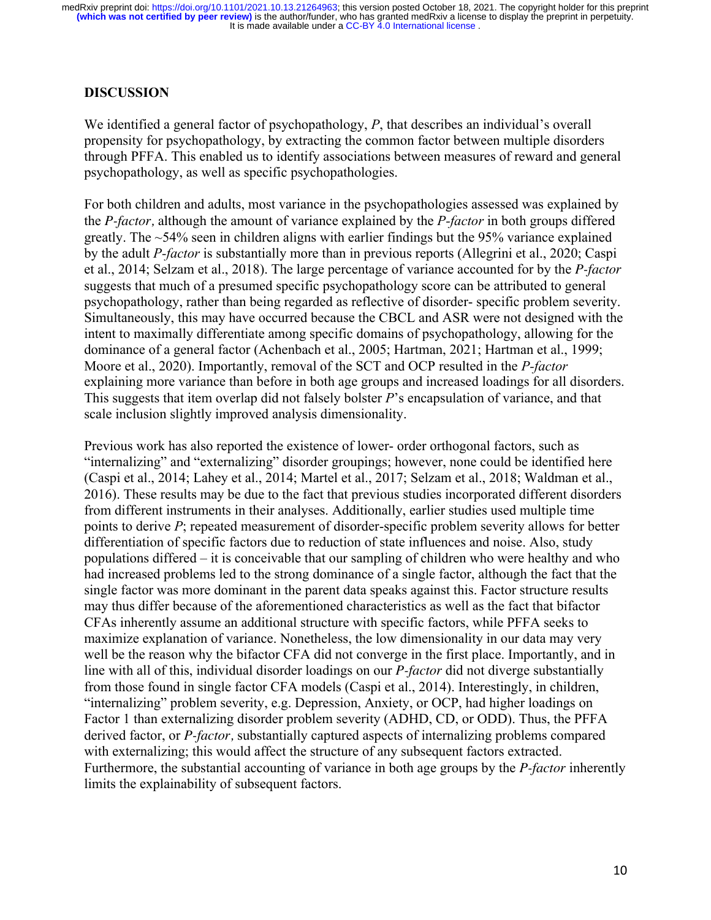## DISCUSSION

We identified a general factor of psychopathology, *P*, that describes an individual's overall propensity for psychopathology, by extracting the common factor between multiple disorders through PFFA. This enabled us to identify associations between measures of reward and general psychopathology, as well as specific psychopathologies.

For both children and adults, most variance in the psychopathologies assessed was explained by the *P-factor,* although the amount of variance explained by the *P-factor* in both groups differed greatly. The ~54% seen in children aligns with earlier findings but the 95% variance explained by the adult *P-factor* is substantially more than in previous reports (Allegrini et al., 2020; Caspi et al., 2014; Selzam et al., 2018). The large percentage of variance accounted for by the *P-factor* suggests that much of a presumed specific psychopathology score can be attributed to general psychopathology, rather than being regarded as reflective of disorder- specific problem severity. Simultaneously, this may have occurred because the CBCL and ASR were not designed with the intent to maximally differentiate among specific domains of psychopathology, allowing for the dominance of a general factor (Achenbach et al., 2005; Hartman, 2021; Hartman et al., 1999; Moore et al., 2020). Importantly, removal of the SCT and OCP resulted in the *P-factor* explaining more variance than before in both age groups and increased loadings for all disorders. This suggests that item overlap did not falsely bolster *P*'s encapsulation of variance, and that scale inclusion slightly improved analysis dimensionality.

Previous work has also reported the existence of lower- order orthogonal factors, such as "internalizing" and "externalizing" disorder groupings; however, none could be identified here (Caspi et al., 2014; Lahey et al., 2014; Martel et al., 2017; Selzam et al., 2018; Waldman et al., 2016). These results may be due to the fact that previous studies incorporated different disorders from different instruments in their analyses. Additionally, earlier studies used multiple time points to derive *P*; repeated measurement of disorder-specific problem severity allows for better differentiation of specific factors due to reduction of state influences and noise. Also, study populations differed – it is conceivable that our sampling of children who were healthy and who had increased problems led to the strong dominance of a single factor, although the fact that the single factor was more dominant in the parent data speaks against this. Factor structure results may thus differ because of the aforementioned characteristics as well as the fact that bifactor CFAs inherently assume an additional structure with specific factors, while PFFA seeks to maximize explanation of variance. Nonetheless, the low dimensionality in our data may very well be the reason why the bifactor CFA did not converge in the first place. Importantly, and in line with all of this, individual disorder loadings on our *P-factor* did not diverge substantially from those found in single factor CFA models (Caspi et al., 2014). Interestingly, in children, "internalizing" problem severity, e.g. Depression, Anxiety, or OCP, had higher loadings on Factor 1 than externalizing disorder problem severity (ADHD, CD, or ODD). Thus, the PFFA derived factor, or *P-factor,* substantially captured aspects of internalizing problems compared with externalizing; this would affect the structure of any subsequent factors extracted. Furthermore, the substantial accounting of variance in both age groups by the *P-factor* inherently limits the explainability of subsequent factors.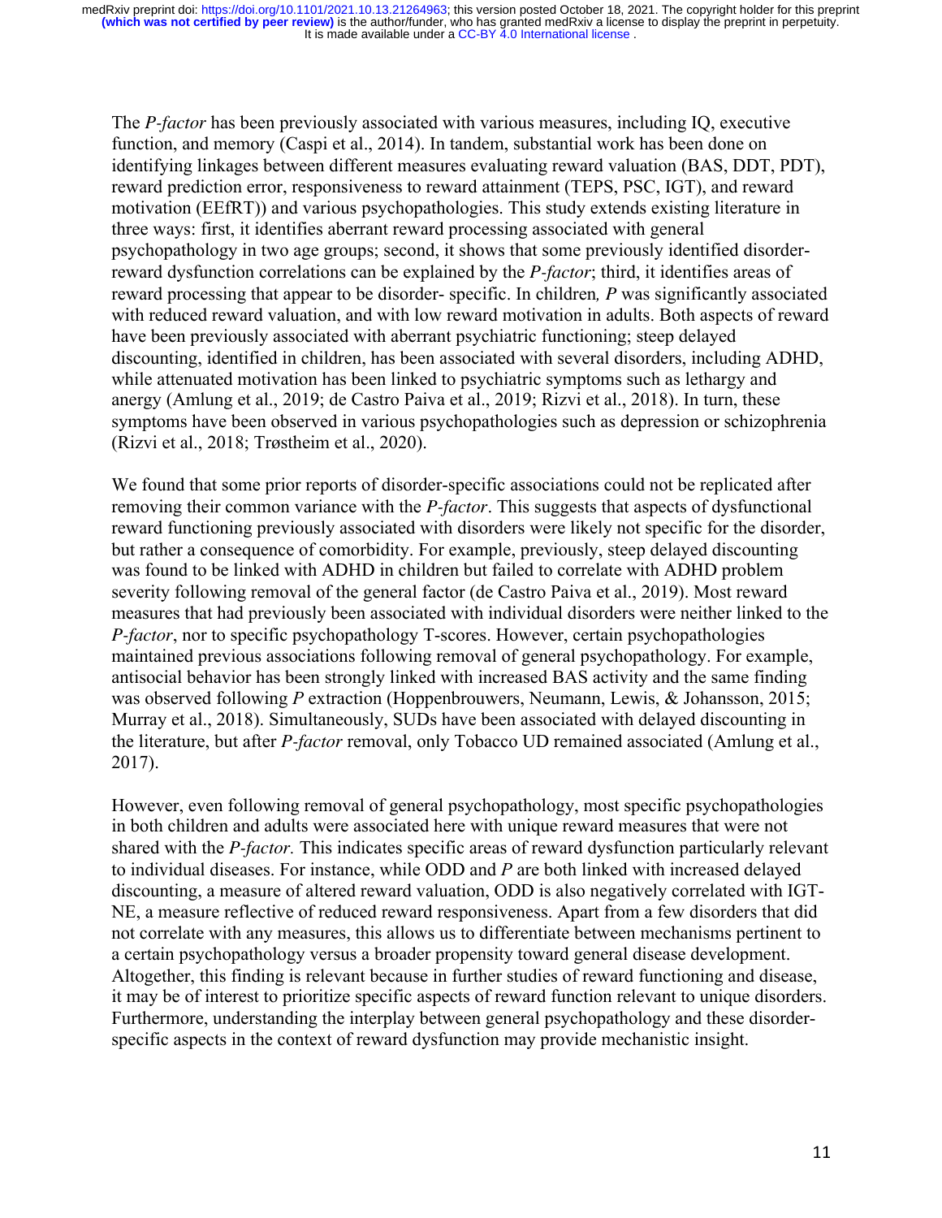The *P-factor* has been previously associated with various measures, including IQ, executive function, and memory (Caspi et al., 2014). In tandem, substantial work has been done on identifying linkages between different measures evaluating reward valuation (BAS, DDT, PDT), reward prediction error, responsiveness to reward attainment (TEPS, PSC, IGT), and reward motivation (EEfRT)) and various psychopathologies. This study extends existing literature in three ways: first, it identifies aberrant reward processing associated with general psychopathology in two age groups; second, it shows that some previously identified disorder-reward dysfunction correlations can be explained by the *P-factor*; third, it identifies areas of reward processing that appear to be disorder- specific. In children*, P* was significantly associated with reduced reward valuation, and with low reward motivation in adults. Both aspects of reward have been previously associated with aberrant psychiatric functioning; steep delayed discounting, identified in children, has been associated with several disorders, including ADHD, while attenuated motivation has been linked to psychiatric symptoms such as lethargy and anergy (Amlung et al., 2019; de Castro Paiva et al., 2019; Rizvi et al., 2018). In turn, these symptoms have been observed in various psychopathologies such as depression or schizophrenia (Rizvi et al., 2018; Trøstheim et al., 2020).

We found that some prior reports of disorder-specific associations could not be replicated after removing their common variance with the *P-factor*. This suggests that aspects of dysfunctional reward functioning previously associated with disorders were likely not specific for the disorder, but rather a consequence of comorbidity. For example, previously, steep delayed discounting was found to be linked with ADHD in children but failed to correlate with ADHD problem severity following removal of the general factor (de Castro Paiva et al., 2019). Most reward measures that had previously been associated with individual disorders were neither linked to the *P-factor*, nor to specific psychopathology T-scores. However, certain psychopathologies maintained previous associations following removal of general psychopathology. For example, antisocial behavior has been strongly linked with increased BAS activity and the same finding was observed following *P* extraction (Hoppenbrouwers, Neumann, Lewis, & Johansson, 2015; Murray et al., 2018). Simultaneously, SUDs have been associated with delayed discounting in the literature, but after *P-factor* removal, only Tobacco UD remained associated (Amlung et al., 2017).

However, even following removal of general psychopathology, most specific psychopathologies in both children and adults were associated here with unique reward measures that were not shared with the *P-factor.* This indicates specific areas of reward dysfunction particularly relevant to individual diseases. For instance, while ODD and *P* are both linked with increased delayed discounting, a measure of altered reward valuation, ODD is also negatively correlated with IGT-NE, a measure reflective of reduced reward responsiveness. Apart from a few disorders that did not correlate with any measures, this allows us to differentiate between mechanisms pertinent to a certain psychopathology versus a broader propensity toward general disease development. Altogether, this finding is relevant because in further studies of reward functioning and disease, it may be of interest to prioritize specific aspects of reward function relevant to unique disorders. Furthermore, understanding the interplay between general psychopathology and these disorder-specific aspects in the context of reward dysfunction may provide mechanistic insight.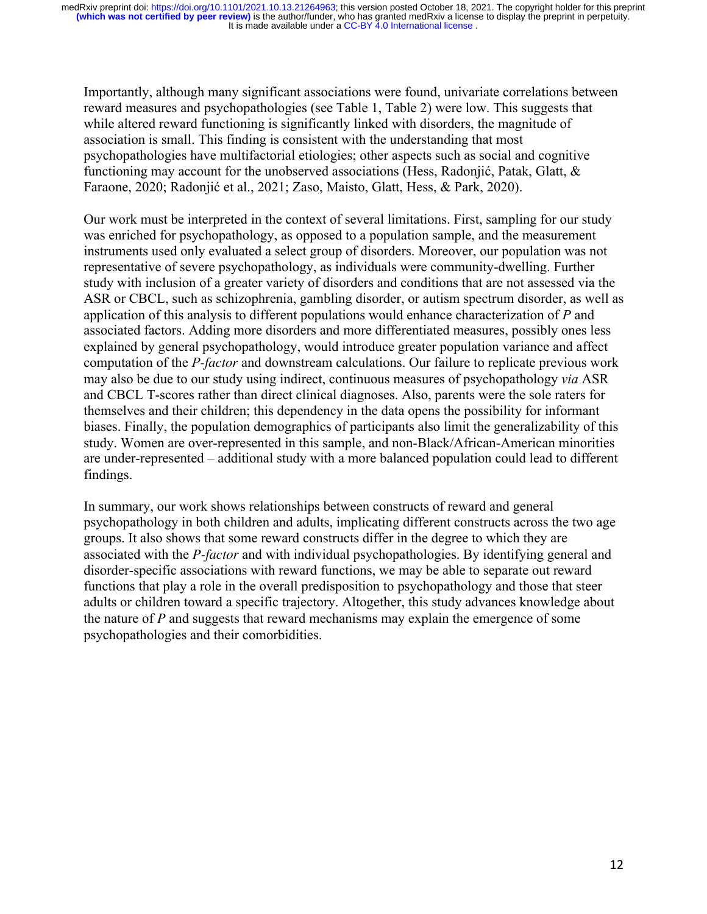Importantly, although many significant associations were found, univariate correlations between reward measures and psychopathologies (see Table 1, Table 2) were low. This suggests that while altered reward functioning is significantly linked with disorders, the magnitude of association is small. This finding is consistent with the understanding that most psychopathologies have multifactorial etiologies; other aspects such as social and cognitive functioning may account for the unobserved associations (Hess, Radonjić, Patak, Glatt, & Faraone, 2020; Radonjić et al., 2021; Zaso, Maisto, Glatt, Hess, & Park, 2020).

Our work must be interpreted in the context of several limitations. First, sampling for our study was enriched for psychopathology, as opposed to a population sample, and the measurement instruments used only evaluated a select group of disorders. Moreover, our population was not representative of severe psychopathology, as individuals were community-dwelling. Further study with inclusion of a greater variety of disorders and conditions that are not assessed via the ASR or CBCL, such as schizophrenia, gambling disorder, or autism spectrum disorder, as well as application of this analysis to different populations would enhance characterization of *P* and associated factors. Adding more disorders and more differentiated measures, possibly ones less explained by general psychopathology, would introduce greater population variance and affect computation of the *P-factor* and downstream calculations. Our failure to replicate previous work may also be due to our study using indirect, continuous measures of psychopathology *via* ASR and CBCL T-scores rather than direct clinical diagnoses. Also, parents were the sole raters for themselves and their children; this dependency in the data opens the possibility for informant biases. Finally, the population demographics of participants also limit the generalizability of this study. Women are over-represented in this sample, and non-Black/African-American minorities are under-represented – additional study with a more balanced population could lead to different findings.

In summary, our work shows relationships between constructs of reward and general psychopathology in both children and adults, implicating different constructs across the two age groups. It also shows that some reward constructs differ in the degree to which they are associated with the *P-factor* and with individual psychopathologies. By identifying general and disorder-specific associations with reward functions, we may be able to separate out reward functions that play a role in the overall predisposition to psychopathology and those that steer adults or children toward a specific trajectory. Altogether, this study advances knowledge about the nature of *P* and suggests that reward mechanisms may explain the emergence of some psychopathologies and their comorbidities.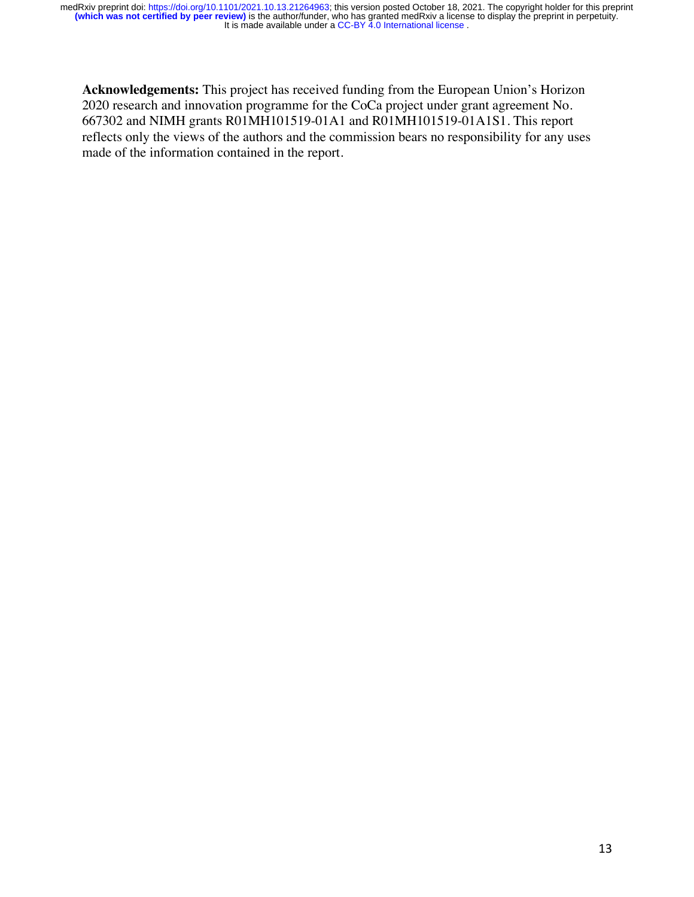**Acknowledgements:** This project has received funding from the European Union's Horizon 2020 research and innovation programme for the CoCa project under grant agreement No. 667302 and NIMH grants R01MH101519-01A1 and R01MH101519-01A1S1. This report reflects only the views of the authors and the commission bears no responsibility for any uses made of the information contained in the report.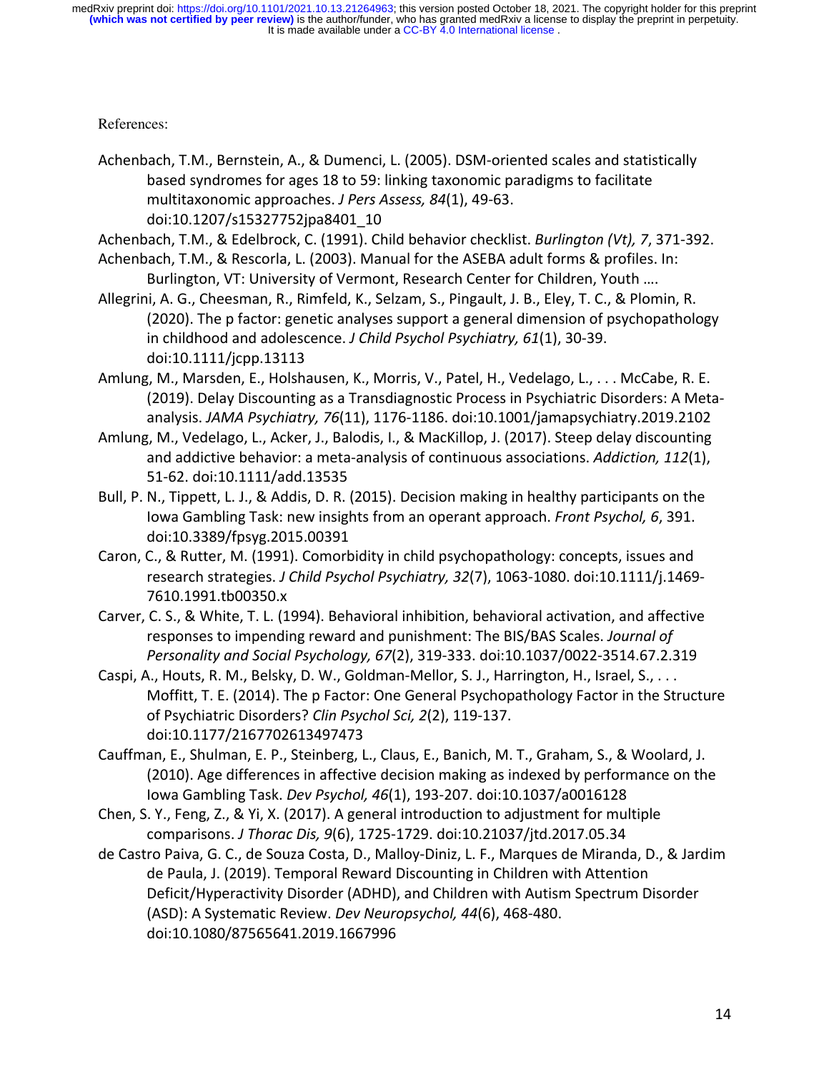References:

Achenbach, T.M., Bernstein, A., & Dumenci, L. (2005). DSM-oriented scales and statistically based syndromes for ages 18 to 59: linking taxonomic paradigms to facilitate multitaxonomic approaches. *J Pers Assess, 84*(1), 49-63. doi:10.1207/s15327752jpa8401_10

Achenbach, T.M., & Edelbrock, C. (1991). Child behavior checklist. *Burlington (Vt), 7*, 371-392.

Achenbach, T.M., & Rescorla, L. (2003). Manual for the ASEBA adult forms & profiles. In: Burlington, VT: University of Vermont, Research Center for Children, Youth ….

Allegrini, A. G., Cheesman, R., Rimfeld, K., Selzam, S., Pingault, J. B., Eley, T. C., & Plomin, R. (2020). The p factor: genetic analyses support a general dimension of psychopathology in childhood and adolescence. *J Child Psychol Psychiatry, 61*(1), 30-39. doi:10.1111/jcpp.13113

Amlung, M., Marsden, E., Holshausen, K., Morris, V., Patel, H., Vedelago, L., . . . McCabe, R. E. (2019). Delay Discounting as a Transdiagnostic Process in Psychiatric Disorders: A Meta-analysis. *JAMA Psychiatry, 76*(11), 1176-1186. doi:10.1001/jamapsychiatry.2019.2102

Amlung, M., Vedelago, L., Acker, J., Balodis, I., & MacKillop, J. (2017). Steep delay discounting and addictive behavior: a meta-analysis of continuous associations. *Addiction, 112*(1), 51-62. doi:10.1111/add.13535

Bull, P. N., Tippett, L. J., & Addis, D. R. (2015). Decision making in healthy participants on the Iowa Gambling Task: new insights from an operant approach. *Front Psychol, 6*, 391. doi:10.3389/fpsyg.2015.00391

Caron, C., & Rutter, M. (1991). Comorbidity in child psychopathology: concepts, issues and research strategies. *J Child Psychol Psychiatry, 32*(7), 1063-1080. doi:10.1111/j.1469-7610.1991.tb00350.x

Carver, C. S., & White, T. L. (1994). Behavioral inhibition, behavioral activation, and affective responses to impending reward and punishment: The BIS/BAS Scales. *Journal of Personality and Social Psychology, 67*(2), 319-333. doi:10.1037/0022-3514.67.2.319

Caspi, A., Houts, R. M., Belsky, D. W., Goldman-Mellor, S. J., Harrington, H., Israel, S., . . . Moffitt, T. E. (2014). The p Factor: One General Psychopathology Factor in the Structure of Psychiatric Disorders? *Clin Psychol Sci, 2*(2), 119-137. doi:10.1177/2167702613497473

Cauffman, E., Shulman, E. P., Steinberg, L., Claus, E., Banich, M. T., Graham, S., & Woolard, J. (2010). Age differences in affective decision making as indexed by performance on the Iowa Gambling Task. *Dev Psychol, 46*(1), 193-207. doi:10.1037/a0016128

Chen, S. Y., Feng, Z., & Yi, X. (2017). A general introduction to adjustment for multiple comparisons. *J Thorac Dis, 9*(6), 1725-1729. doi:10.21037/jtd.2017.05.34

de Castro Paiva, G. C., de Souza Costa, D., Malloy-Diniz, L. F., Marques de Miranda, D., & Jardim de Paula, J. (2019). Temporal Reward Discounting in Children with Attention Deficit/Hyperactivity Disorder (ADHD), and Children with Autism Spectrum Disorder (ASD): A Systematic Review. *Dev Neuropsychol, 44*(6), 468-480. doi:10.1080/87565641.2019.1667996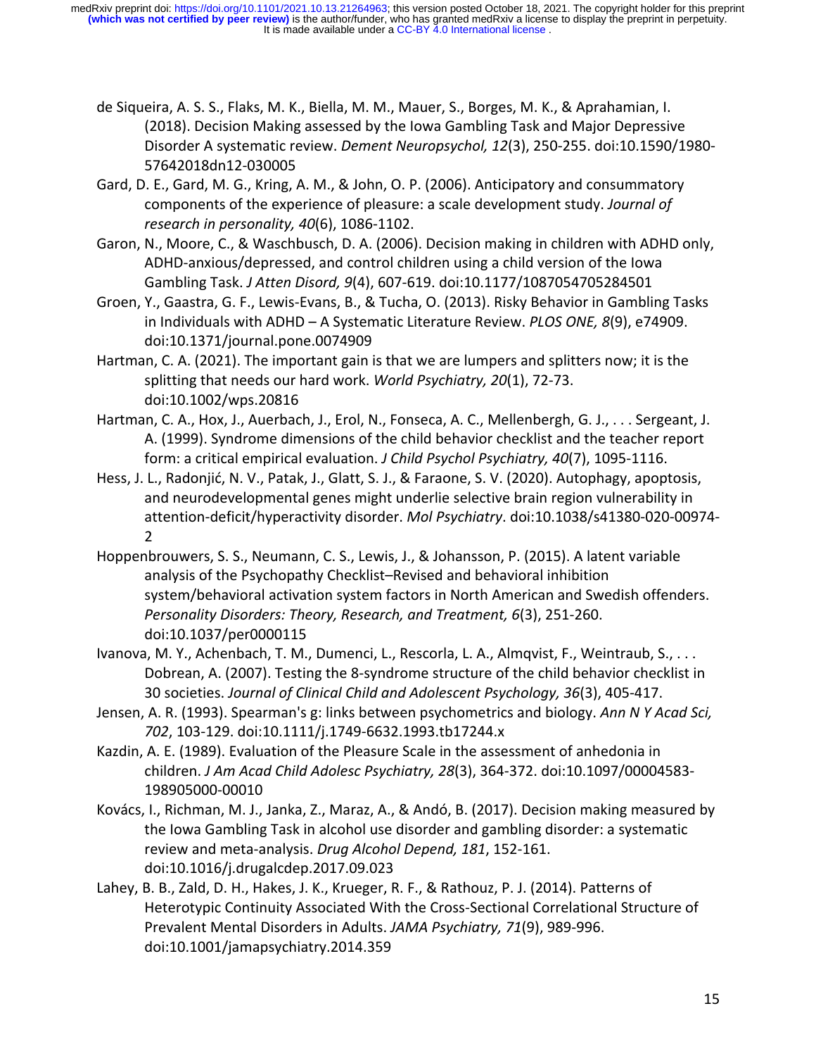de Siqueira, A. S. S., Flaks, M. K., Biella, M. M., Mauer, S., Borges, M. K., & Aprahamian, I. (2018). Decision Making assessed by the Iowa Gambling Task and Major Depressive Disorder A systematic review. *Dement Neuropsychol, 12*(3), 250-255. doi:10.1590/1980-57642018dn12-030005

Gard, D. E., Gard, M. G., Kring, A. M., & John, O. P. (2006). Anticipatory and consummatory components of the experience of pleasure: a scale development study. *Journal of research in personality, 40*(6), 1086-1102.

Garon, N., Moore, C., & Waschbusch, D. A. (2006). Decision making in children with ADHD only, ADHD-anxious/depressed, and control children using a child version of the Iowa Gambling Task. *J Atten Disord, 9*(4), 607-619. doi:10.1177/1087054705284501

Groen, Y., Gaastra, G. F., Lewis-Evans, B., & Tucha, O. (2013). Risky Behavior in Gambling Tasks in Individuals with ADHD – A Systematic Literature Review. *PLOS ONE, 8*(9), e74909. doi:10.1371/journal.pone.0074909

Hartman, C. A. (2021). The important gain is that we are lumpers and splitters now; it is the splitting that needs our hard work. *World Psychiatry, 20*(1), 72-73. doi:10.1002/wps.20816

Hartman, C. A., Hox, J., Auerbach, J., Erol, N., Fonseca, A. C., Mellenbergh, G. J., . . . Sergeant, J. A. (1999). Syndrome dimensions of the child behavior checklist and the teacher report form: a critical empirical evaluation. *J Child Psychol Psychiatry, 40*(7), 1095-1116.

Hess, J. L., Radonjić, N. V., Patak, J., Glatt, S. J., & Faraone, S. V. (2020). Autophagy, apoptosis, and neurodevelopmental genes might underlie selective brain region vulnerability in attention-deficit/hyperactivity disorder. *Mol Psychiatry*. doi:10.1038/s41380-020-00974-2

Hoppenbrouwers, S. S., Neumann, C. S., Lewis, J., & Johansson, P. (2015). A latent variable analysis of the Psychopathy Checklist–Revised and behavioral inhibition system/behavioral activation system factors in North American and Swedish offenders. *Personality Disorders: Theory, Research, and Treatment, 6*(3), 251-260. doi:10.1037/per0000115

Ivanova, M. Y., Achenbach, T. M., Dumenci, L., Rescorla, L. A., Almqvist, F., Weintraub, S., . . . Dobrean, A. (2007). Testing the 8-syndrome structure of the child behavior checklist in 30 societies. *Journal of Clinical Child and Adolescent Psychology, 36*(3), 405-417.

Jensen, A. R. (1993). Spearman's g: links between psychometrics and biology. *Ann N Y Acad Sci, 702*, 103-129. doi:10.1111/j.1749-6632.1993.tb17244.x

Kazdin, A. E. (1989). Evaluation of the Pleasure Scale in the assessment of anhedonia in children. *J Am Acad Child Adolesc Psychiatry, 28*(3), 364-372. doi:10.1097/00004583-198905000-00010

Kovács, I., Richman, M. J., Janka, Z., Maraz, A., & Andó, B. (2017). Decision making measured by the Iowa Gambling Task in alcohol use disorder and gambling disorder: a systematic review and meta-analysis. *Drug Alcohol Depend, 181*, 152-161. doi:10.1016/j.drugalcdep.2017.09.023

Lahey, B. B., Zald, D. H., Hakes, J. K., Krueger, R. F., & Rathouz, P. J. (2014). Patterns of Heterotypic Continuity Associated With the Cross-Sectional Correlational Structure of Prevalent Mental Disorders in Adults. *JAMA Psychiatry, 71*(9), 989-996. doi:10.1001/jamapsychiatry.2014.359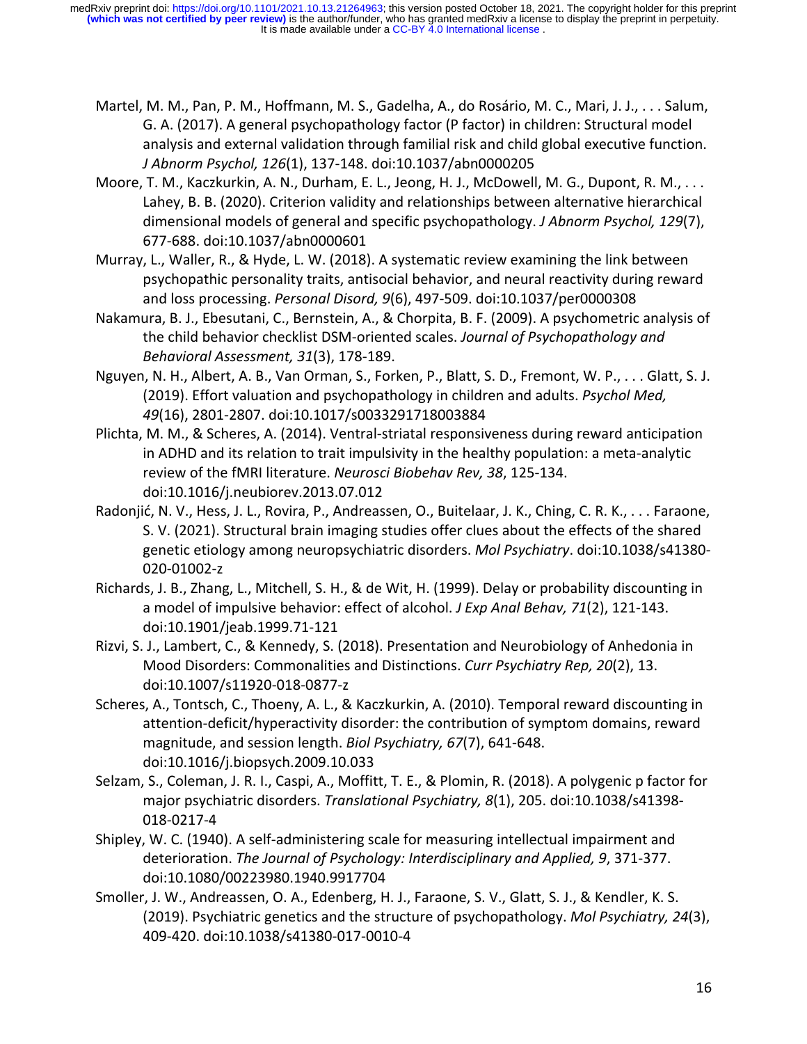Martel, M. M., Pan, P. M., Hoffmann, M. S., Gadelha, A., do Rosário, M. C., Mari, J. J., . . . Salum, G. A. (2017). A general psychopathology factor (P factor) in children: Structural model analysis and external validation through familial risk and child global executive function. *J Abnorm Psychol, 126*(1), 137-148. doi:10.1037/abn0000205

Moore, T. M., Kaczkurkin, A. N., Durham, E. L., Jeong, H. J., McDowell, M. G., Dupont, R. M., . . . Lahey, B. B. (2020). Criterion validity and relationships between alternative hierarchical dimensional models of general and specific psychopathology. *J Abnorm Psychol, 129*(7), 677-688. doi:10.1037/abn0000601

Murray, L., Waller, R., & Hyde, L. W. (2018). A systematic review examining the link between psychopathic personality traits, antisocial behavior, and neural reactivity during reward and loss processing. *Personal Disord, 9*(6), 497-509. doi:10.1037/per0000308

Nakamura, B. J., Ebesutani, C., Bernstein, A., & Chorpita, B. F. (2009). A psychometric analysis of the child behavior checklist DSM-oriented scales. *Journal of Psychopathology and Behavioral Assessment, 31*(3), 178-189.

Nguyen, N. H., Albert, A. B., Van Orman, S., Forken, P., Blatt, S. D., Fremont, W. P., . . . Glatt, S. J. (2019). Effort valuation and psychopathology in children and adults. *Psychol Med, 49*(16), 2801-2807. doi:10.1017/s0033291718003884

Plichta, M. M., & Scheres, A. (2014). Ventral-striatal responsiveness during reward anticipation in ADHD and its relation to trait impulsivity in the healthy population: a meta-analytic review of the fMRI literature. *Neurosci Biobehav Rev, 38*, 125-134. doi:10.1016/j.neubiorev.2013.07.012

Radonjić, N. V., Hess, J. L., Rovira, P., Andreassen, O., Buitelaar, J. K., Ching, C. R. K., . . . Faraone, S. V. (2021). Structural brain imaging studies offer clues about the effects of the shared genetic etiology among neuropsychiatric disorders. *Mol Psychiatry*. doi:10.1038/s41380-020-01002-z

Richards, J. B., Zhang, L., Mitchell, S. H., & de Wit, H. (1999). Delay or probability discounting in a model of impulsive behavior: effect of alcohol. *J Exp Anal Behav, 71*(2), 121-143. doi:10.1901/jeab.1999.71-121

Rizvi, S. J., Lambert, C., & Kennedy, S. (2018). Presentation and Neurobiology of Anhedonia in Mood Disorders: Commonalities and Distinctions. *Curr Psychiatry Rep, 20*(2), 13. doi:10.1007/s11920-018-0877-z

Scheres, A., Tontsch, C., Thoeny, A. L., & Kaczkurkin, A. (2010). Temporal reward discounting in attention-deficit/hyperactivity disorder: the contribution of symptom domains, reward magnitude, and session length. *Biol Psychiatry, 67*(7), 641-648. doi:10.1016/j.biopsych.2009.10.033

Selzam, S., Coleman, J. R. I., Caspi, A., Moffitt, T. E., & Plomin, R. (2018). A polygenic p factor for major psychiatric disorders. *Translational Psychiatry, 8*(1), 205. doi:10.1038/s41398-018-0217-4

Shipley, W. C. (1940). A self-administering scale for measuring intellectual impairment and deterioration. *The Journal of Psychology: Interdisciplinary and Applied, 9*, 371-377. doi:10.1080/00223980.1940.9917704

Smoller, J. W., Andreassen, O. A., Edenberg, H. J., Faraone, S. V., Glatt, S. J., & Kendler, K. S. (2019). Psychiatric genetics and the structure of psychopathology. *Mol Psychiatry, 24*(3), 409-420. doi:10.1038/s41380-017-0010-4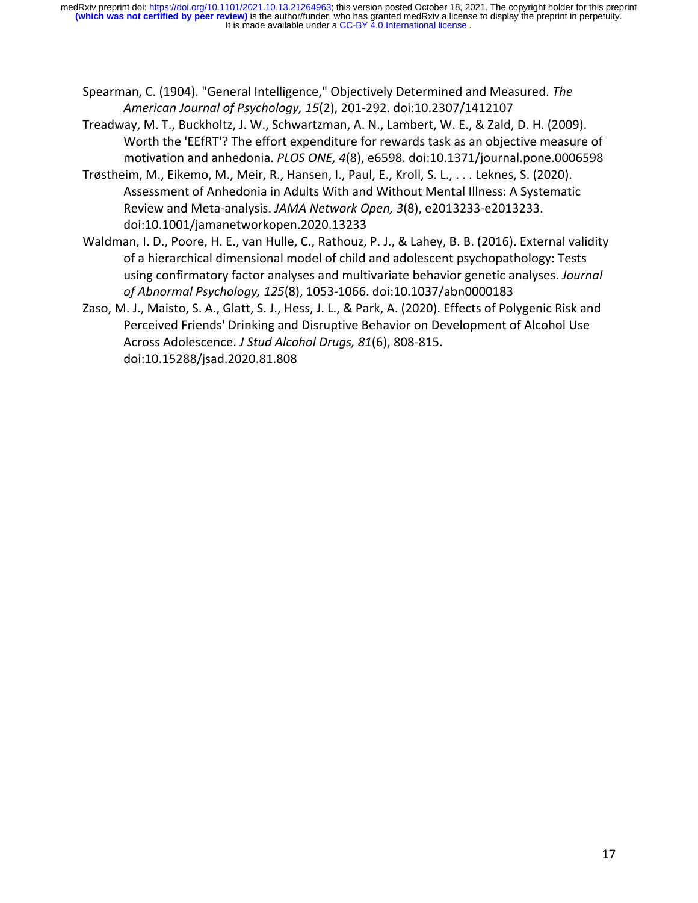Spearman, C. (1904). "General Intelligence," Objectively Determined and Measured. *The American Journal of Psychology, 15*(2), 201-292. doi:10.2307/1412107

Treadway, M. T., Buckholtz, J. W., Schwartzman, A. N., Lambert, W. E., & Zald, D. H. (2009). Worth the 'EEfRT'? The effort expenditure for rewards task as an objective measure of motivation and anhedonia. *PLOS ONE, 4*(8), e6598. doi:10.1371/journal.pone.0006598

Trøstheim, M., Eikemo, M., Meir, R., Hansen, I., Paul, E., Kroll, S. L., . . . Leknes, S. (2020). Assessment of Anhedonia in Adults With and Without Mental Illness: A Systematic Review and Meta-analysis. *JAMA Network Open, 3*(8), e2013233-e2013233. doi:10.1001/jamanetworkopen.2020.13233

Waldman, I. D., Poore, H. E., van Hulle, C., Rathouz, P. J., & Lahey, B. B. (2016). External validity of a hierarchical dimensional model of child and adolescent psychopathology: Tests using confirmatory factor analyses and multivariate behavior genetic analyses. *Journal of Abnormal Psychology, 125*(8), 1053-1066. doi:10.1037/abn0000183

Zaso, M. J., Maisto, S. A., Glatt, S. J., Hess, J. L., & Park, A. (2020). Effects of Polygenic Risk and Perceived Friends' Drinking and Disruptive Behavior on Development of Alcohol Use Across Adolescence. *J Stud Alcohol Drugs, 81*(6), 808-815. doi:10.15288/jsad.2020.81.808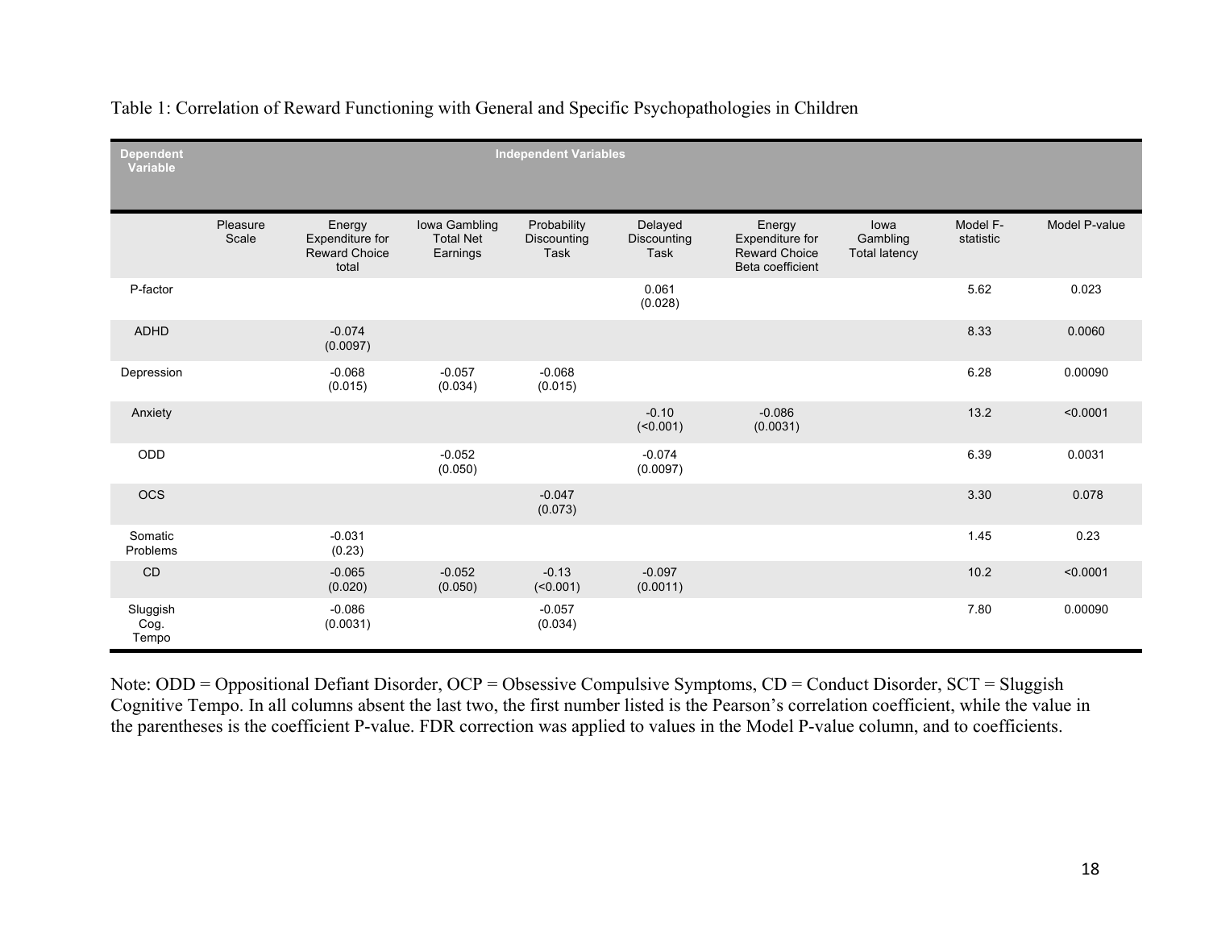Table 1: Correlation of Reward Functioning with General and Specific Psychopathologies in Children

| Dependent Variable | Independent Variables | | | | | | | | |
|---|---|---|---|---|---|---|---|---|---|
| | Pleasure Scale | Energy Expenditure for Reward Choice total | Iowa Gambling Total Net Earnings | Probability Discounting Task | Delayed Discounting Task | Energy Expenditure for Reward Choice Beta coefficient | Iowa Gambling Total latency | Model F-statistic | Model P-value |
| P-factor | | | | | 0.061 (0.028) | | | 5.62 | 0.023 |
| ADHD | | -0.074 (0.0097) | | | | | | 8.33 | 0.0060 |
| Depression | | -0.068 (0.015) | -0.057 (0.034) | -0.068 (0.015) | | | | 6.28 | 0.00090 |
| Anxiety | | | | | -0.10 (<0.001) | -0.086 (0.0031) | | 13.2 | <0.0001 |
| ODD | | | -0.052 (0.050) | | -0.074 (0.0097) | | | 6.39 | 0.0031 |
| OCS | | | | -0.047 (0.073) | | | | 3.30 | 0.078 |
| Somatic Problems | | -0.031 (0.23) | | | | | | 1.45 | 0.23 |
| CD | | -0.065 (0.020) | -0.052 (0.050) | -0.13 (<0.001) | -0.097 (0.0011) | | | 10.2 | <0.0001 |
| Sluggish Cog. Tempo | | -0.086 (0.0031) | | -0.057 (0.034) | | | | 7.80 | 0.00090 |

Note: ODD = Oppositional Defiant Disorder, OCP = Obsessive Compulsive Symptoms, CD = Conduct Disorder, SCT = Sluggish Cognitive Tempo. In all columns absent the last two, the first number listed is the Pearson's correlation coefficient, while the value in the parentheses is the coefficient P-value. FDR correction was applied to values in the Model P-value column, and to coefficients.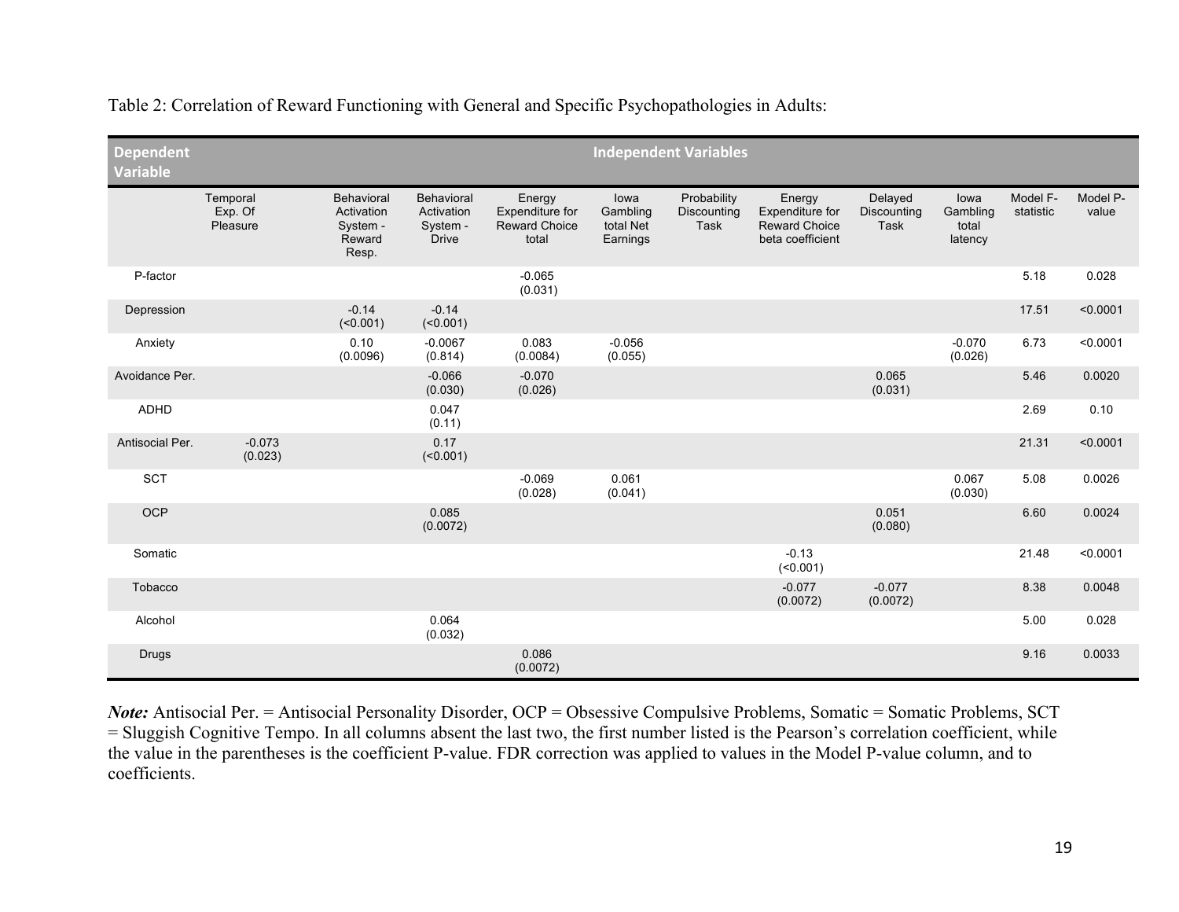Table 2: Correlation of Reward Functioning with General and Specific Psychopathologies in Adults:

| Dependent Variable | Independent Variables | | | | | | | | | | |
|---|---|---|---|---|---|---|---|---|---|---|---|
| | Temporal Exp. Of Pleasure | Behavioral Activation System - Reward Resp. | Behavioral Activation System - Drive | Energy Expenditure for Reward Choice total | Iowa Gambling total Net Earnings | Probability Discounting Task | Energy Expenditure for Reward Choice beta coefficient | Delayed Discounting Task | Iowa Gambling total latency | Model F-statistic | Model P-value |
| P-factor | | | | -0.065 (0.031) | | | | | | 5.18 | 0.028 |
| Depression | | -0.14 (<0.001) | -0.14 (<0.001) | | | | | | | 17.51 | <0.0001 |
| Anxiety | | 0.10 (0.0096) | -0.0067 (0.814) | 0.083 (0.0084) | -0.056 (0.055) | | | | -0.070 (0.026) | 6.73 | <0.0001 |
| Avoidance Per. | | | -0.066 (0.030) | -0.070 (0.026) | | | | 0.065 (0.031) | | 5.46 | 0.0020 |
| ADHD | | | 0.047 (0.11) | | | | | | | 2.69 | 0.10 |
| Antisocial Per. | -0.073 (0.023) | | 0.17 (<0.001) | | | | | | | 21.31 | <0.0001 |
| SCT | | | | -0.069 (0.028) | 0.061 (0.041) | | | | 0.067 (0.030) | 5.08 | 0.0026 |
| OCP | | | 0.085 (0.0072) | | | | | 0.051 (0.080) | | 6.60 | 0.0024 |
| Somatic | | | | | | | -0.13 (<0.001) | | | 21.48 | <0.0001 |
| Tobacco | | | | | | | -0.077 (0.0072) | -0.077 (0.0072) | | 8.38 | 0.0048 |
| Alcohol | | | 0.064 (0.032) | | | | | | | 5.00 | 0.028 |
| Drugs | | | | 0.086 (0.0072) | | | | | | 9.16 | 0.0033 |

***Note:*** Antisocial Per. = Antisocial Personality Disorder, OCP = Obsessive Compulsive Problems, Somatic = Somatic Problems, SCT = Sluggish Cognitive Tempo. In all columns absent the last two, the first number listed is the Pearson's correlation coefficient, while the value in the parentheses is the coefficient P-value. FDR correction was applied to values in the Model P-value column, and to coefficients.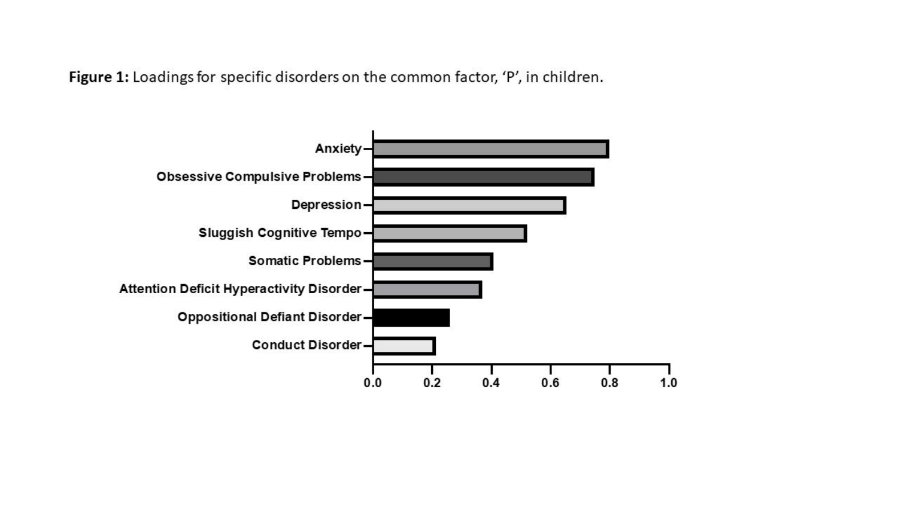**Figure 1:** Loadings for specific disorders on the common factor, 'P', in children.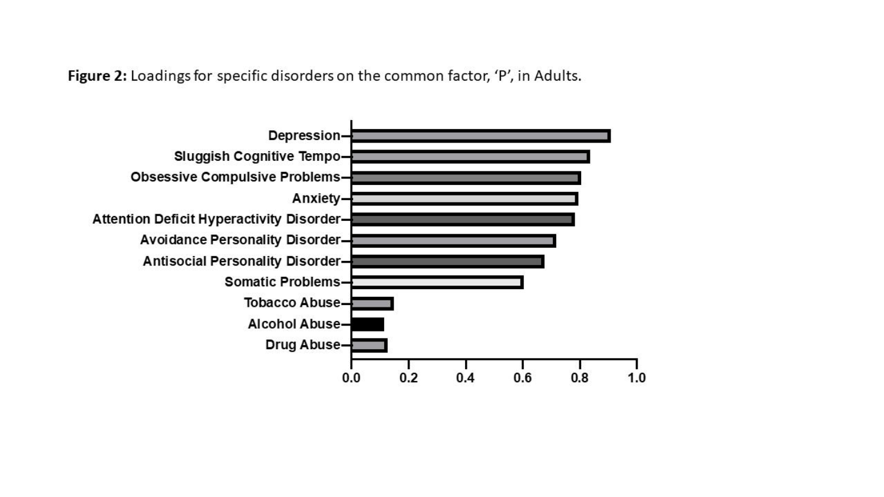**Figure 2:** Loadings for specific disorders on the common factor, 'P', in Adults.

Depression
Sluggish Cognitive Tempo
Obsessive Compulsive Problems
Anxiety
Attention Deficit Hyperactivity Disorder
Avoidance Personality Disorder
Antisocial Personality Disorder
Somatic Problems
Tobacco Abuse
Alcohol Abuse
Drug Abuse

0.0 0.2 0.4 0.6 0.8 1.0